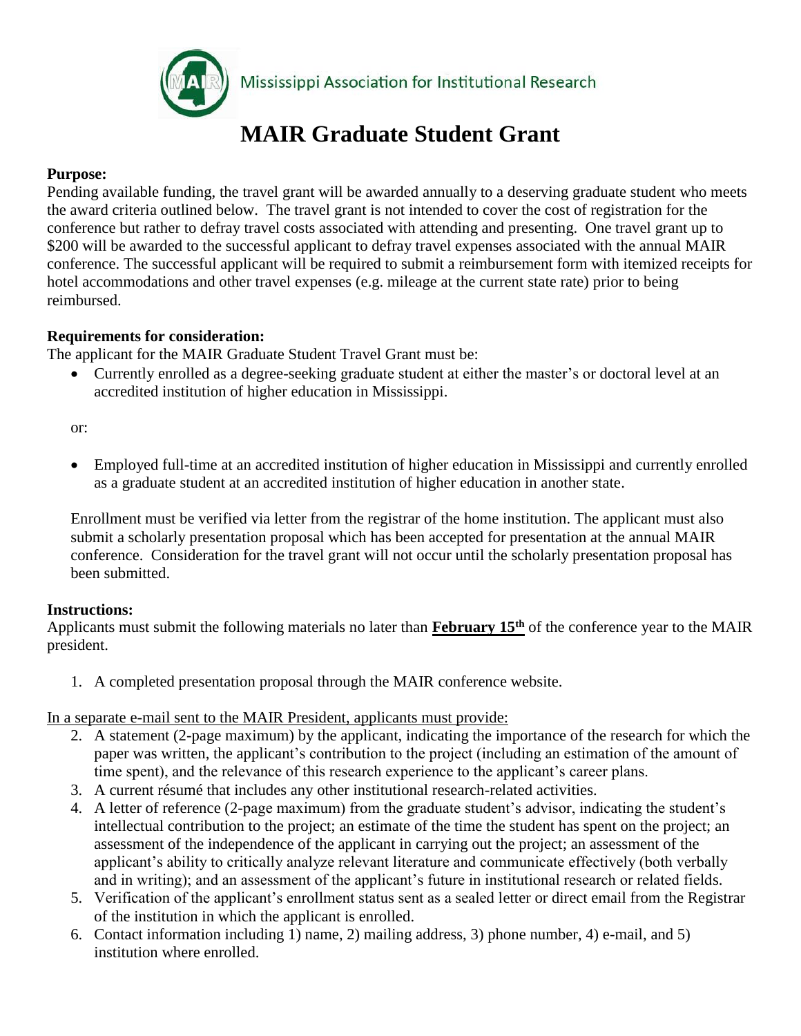Mississippi Association for Institutional Research

# MAIR Graduate Student Grant

**Purpose:**
Pending available funding, the travel grant will be awarded annually to a deserving graduate student who meets the award criteria outlined below. The travel grant is not intended to cover the cost of registration for the conference but rather to defray travel costs associated with attending and presenting. One travel grant up to $200 will be awarded to the successful applicant to defray travel expenses associated with the annual MAIR conference. The successful applicant will be required to submit a reimbursement form with itemized receipts for hotel accommodations and other travel expenses (e.g. mileage at the current state rate) prior to being reimbursed.

**Requirements for consideration:**
The applicant for the MAIR Graduate Student Travel Grant must be:

- Currently enrolled as a degree-seeking graduate student at either the master's or doctoral level at an accredited institution of higher education in Mississippi.

or:

- Employed full-time at an accredited institution of higher education in Mississippi and currently enrolled as a graduate student at an accredited institution of higher education in another state.

Enrollment must be verified via letter from the registrar of the home institution. The applicant must also submit a scholarly presentation proposal which has been accepted for presentation at the annual MAIR conference. Consideration for the travel grant will not occur until the scholarly presentation proposal has been submitted.

**Instructions:**
Applicants must submit the following materials no later than **February 15th** of the conference year to the MAIR president.

1. A completed presentation proposal through the MAIR conference website.

In a separate e-mail sent to the MAIR President, applicants must provide:

2. A statement (2-page maximum) by the applicant, indicating the importance of the research for which the paper was written, the applicant's contribution to the project (including an estimation of the amount of time spent), and the relevance of this research experience to the applicant's career plans.
3. A current résumé that includes any other institutional research-related activities.
4. A letter of reference (2-page maximum) from the graduate student's advisor, indicating the student's intellectual contribution to the project; an estimate of the time the student has spent on the project; an assessment of the independence of the applicant in carrying out the project; an assessment of the applicant's ability to critically analyze relevant literature and communicate effectively (both verbally and in writing); and an assessment of the applicant's future in institutional research or related fields.
5. Verification of the applicant's enrollment status sent as a sealed letter or direct email from the Registrar of the institution in which the applicant is enrolled.
6. Contact information including 1) name, 2) mailing address, 3) phone number, 4) e-mail, and 5) institution where enrolled.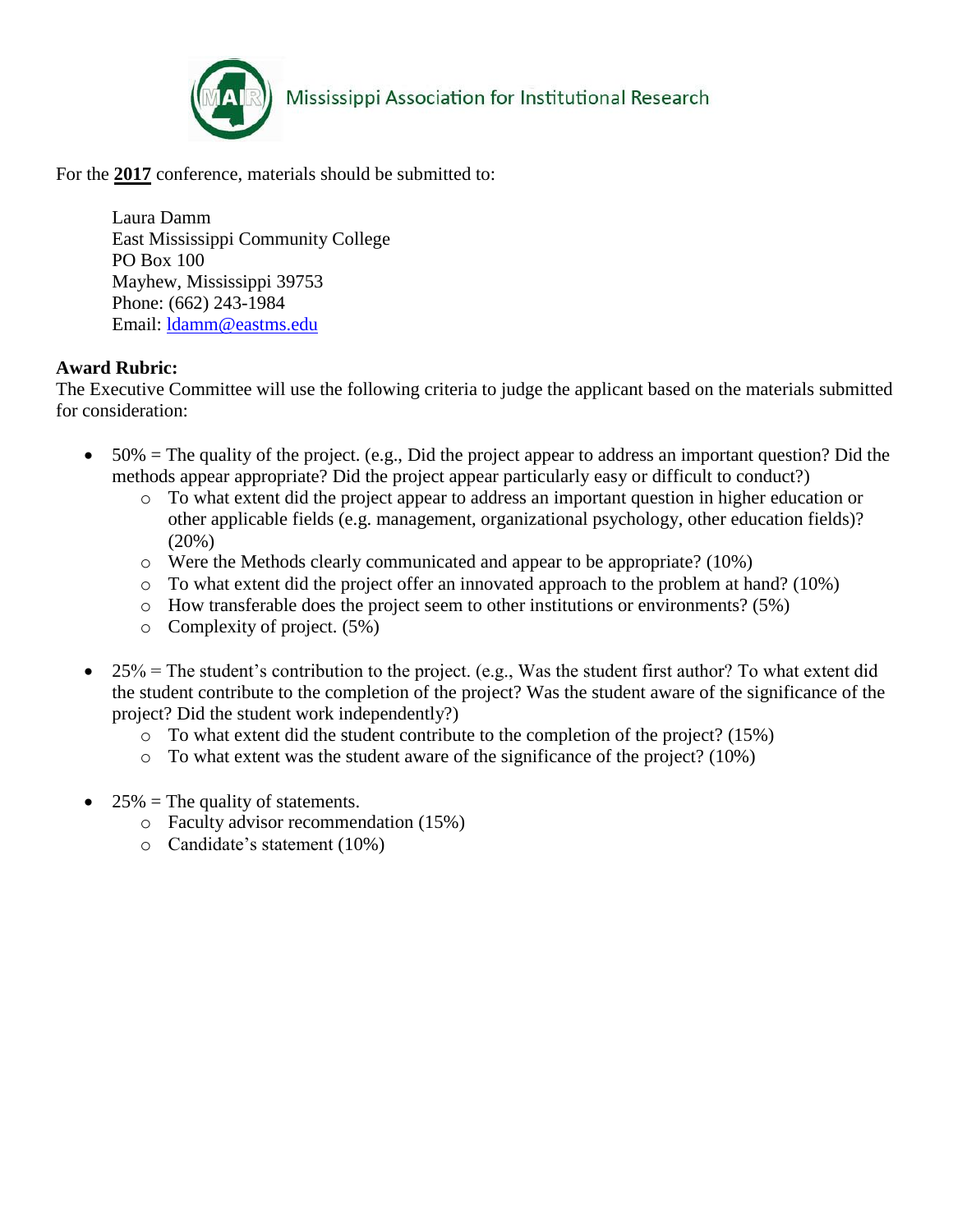Mississippi Association for Institutional Research

For the **2017** conference, materials should be submitted to:

Laura Damm
East Mississippi Community College
PO Box 100
Mayhew, Mississippi 39753
Phone: (662) 243-1984
Email: ldamm@eastms.edu

**Award Rubric:**
The Executive Committee will use the following criteria to judge the applicant based on the materials submitted for consideration:

- 50% = The quality of the project. (e.g., Did the project appear to address an important question? Did the methods appear appropriate? Did the project appear particularly easy or difficult to conduct?)
  - To what extent did the project appear to address an important question in higher education or other applicable fields (e.g. management, organizational psychology, other education fields)? (20%)
  - Were the Methods clearly communicated and appear to be appropriate? (10%)
  - To what extent did the project offer an innovated approach to the problem at hand? (10%)
  - How transferable does the project seem to other institutions or environments? (5%)
  - Complexity of project. (5%)

- 25% = The student's contribution to the project. (e.g., Was the student first author? To what extent did the student contribute to the completion of the project? Was the student aware of the significance of the project? Did the student work independently?)
  - To what extent did the student contribute to the completion of the project? (15%)
  - To what extent was the student aware of the significance of the project? (10%)

- 25% = The quality of statements.
  - Faculty advisor recommendation (15%)
  - Candidate's statement (10%)